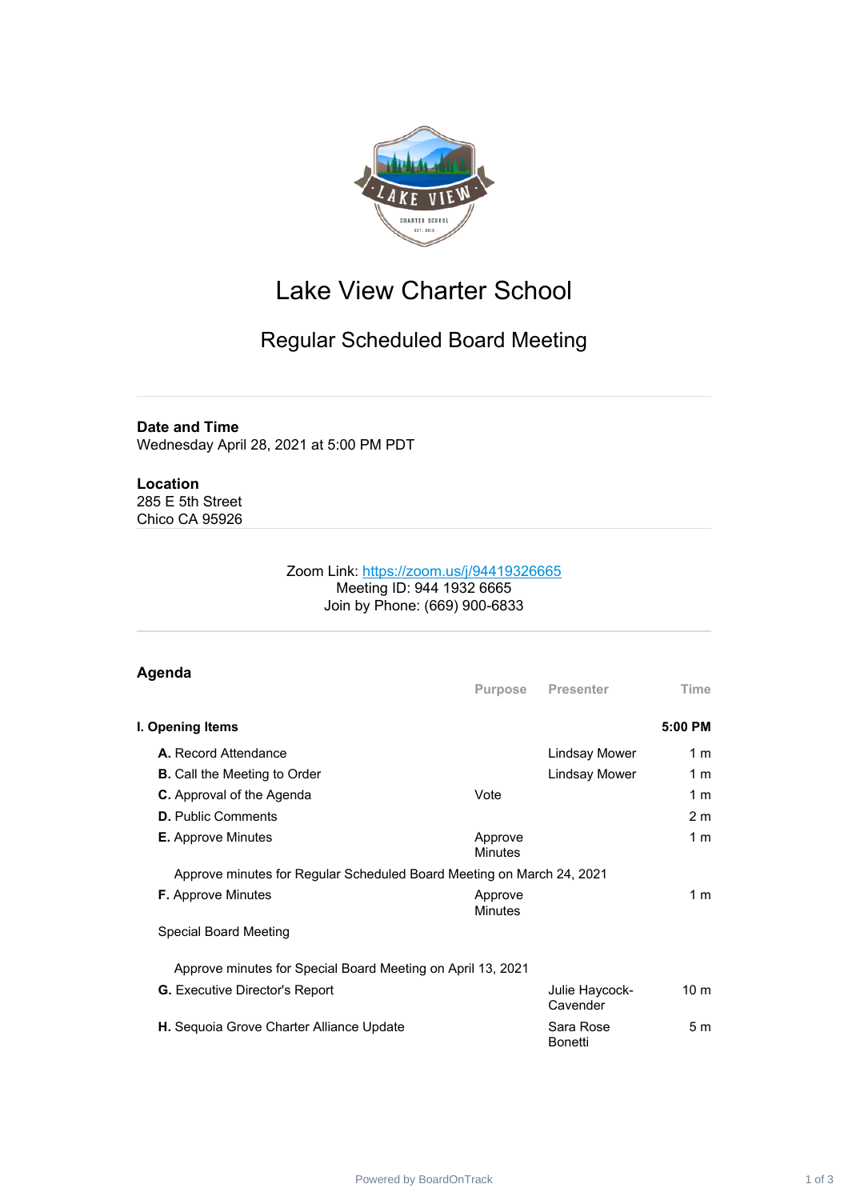# Lake View Charter School

## Regular Scheduled Board Meeting

**Date and Time**
Wednesday April 28, 2021 at 5:00 PM PDT

**Location**
285 E 5th Street
Chico CA 95926

Zoom Link: https://zoom.us/j/94419326665
Meeting ID: 944 1932 6665
Join by Phone: (669) 900-6833

## Agenda

| | Purpose | Presenter | Time |
|---|---|---|---|
| **I. Opening Items** | | | **5:00 PM** |
| **A.** Record Attendance | | Lindsay Mower | 1 m |
| **B.** Call the Meeting to Order | | Lindsay Mower | 1 m |
| **C.** Approval of the Agenda | Vote | | 1 m |
| **D.** Public Comments | | | 2 m |
| **E.** Approve Minutes | Approve Minutes | | 1 m |
| Approve minutes for Regular Scheduled Board Meeting on March 24, 2021 | | | |
| **F.** Approve Minutes | Approve Minutes | | 1 m |
| Special Board Meeting | | | |
| Approve minutes for Special Board Meeting on April 13, 2021 | | | |
| **G.** Executive Director's Report | | Julie Haycock-Cavender | 10 m |
| **H.** Sequoia Grove Charter Alliance Update | | Sara Rose Bonetti | 5 m |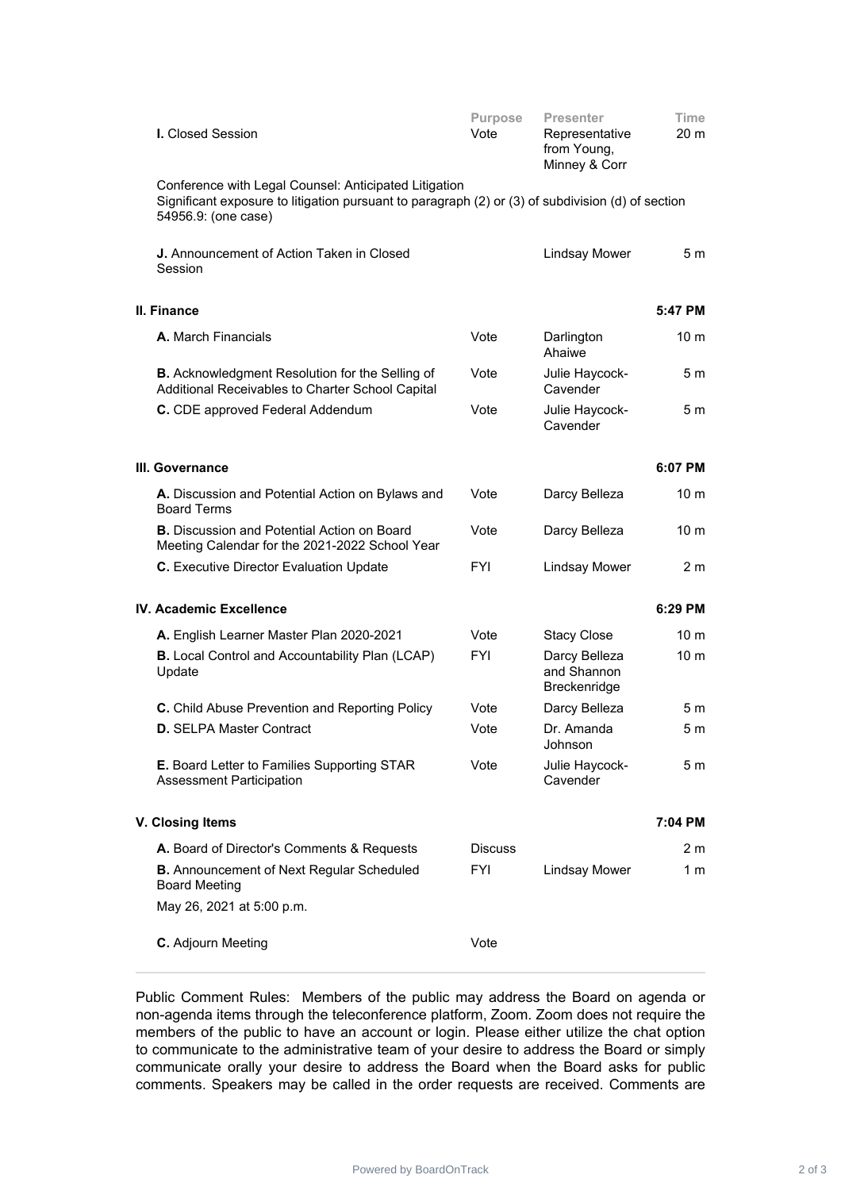| | Purpose | Presenter | Time |
|---|---|---|---|
| **I.** Closed Session | Vote | Representative from Young, Minney & Corr | 20 m |

Conference with Legal Counsel: Anticipated Litigation
Significant exposure to litigation pursuant to paragraph (2) or (3) of subdivision (d) of section 54956.9: (one case)

| | | | |
|---|---|---|---|
| **J.** Announcement of Action Taken in Closed Session | | Lindsay Mower | 5 m |

**II. Finance** — **5:47 PM**

| | | | |
|---|---|---|---|
| **A.** March Financials | Vote | Darlington Ahaiwe | 10 m |
| **B.** Acknowledgment Resolution for the Selling of Additional Receivables to Charter School Capital | Vote | Julie Haycock-Cavender | 5 m |
| **C.** CDE approved Federal Addendum | Vote | Julie Haycock-Cavender | 5 m |

**III. Governance** — **6:07 PM**

| | | | |
|---|---|---|---|
| **A.** Discussion and Potential Action on Bylaws and Board Terms | Vote | Darcy Belleza | 10 m |
| **B.** Discussion and Potential Action on Board Meeting Calendar for the 2021-2022 School Year | Vote | Darcy Belleza | 10 m |
| **C.** Executive Director Evaluation Update | FYI | Lindsay Mower | 2 m |

**IV. Academic Excellence** — **6:29 PM**

| | | | |
|---|---|---|---|
| **A.** English Learner Master Plan 2020-2021 | Vote | Stacy Close | 10 m |
| **B.** Local Control and Accountability Plan (LCAP) Update | FYI | Darcy Belleza and Shannon Breckenridge | 10 m |
| **C.** Child Abuse Prevention and Reporting Policy | Vote | Darcy Belleza | 5 m |
| **D.** SELPA Master Contract | Vote | Dr. Amanda Johnson | 5 m |
| **E.** Board Letter to Families Supporting STAR Assessment Participation | Vote | Julie Haycock-Cavender | 5 m |

**V. Closing Items** — **7:04 PM**

| | | | |
|---|---|---|---|
| **A.** Board of Director's Comments & Requests | Discuss | | 2 m |
| **B.** Announcement of Next Regular Scheduled Board Meeting | FYI | Lindsay Mower | 1 m |

May 26, 2021 at 5:00 p.m.

| | | | |
|---|---|---|---|
| **C.** Adjourn Meeting | Vote | | |

---

Public Comment Rules: Members of the public may address the Board on agenda or non-agenda items through the teleconference platform, Zoom. Zoom does not require the members of the public to have an account or login. Please either utilize the chat option to communicate to the administrative team of your desire to address the Board or simply communicate orally your desire to address the Board when the Board asks for public comments. Speakers may be called in the order requests are received. Comments are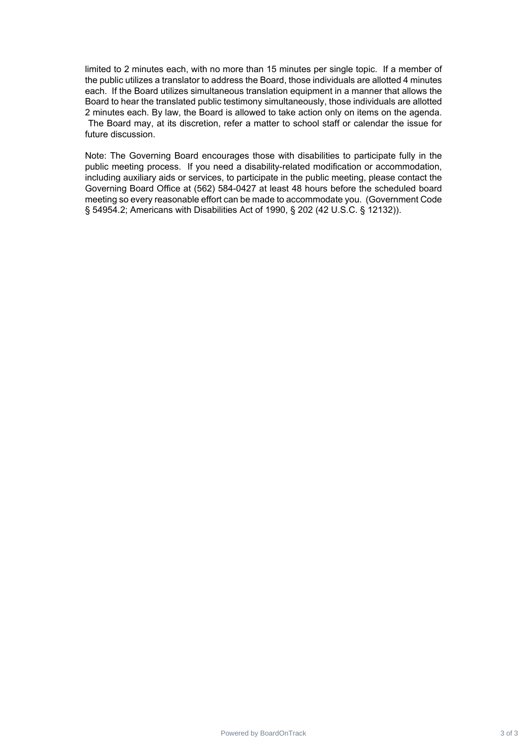limited to 2 minutes each, with no more than 15 minutes per single topic. If a member of the public utilizes a translator to address the Board, those individuals are allotted 4 minutes each. If the Board utilizes simultaneous translation equipment in a manner that allows the Board to hear the translated public testimony simultaneously, those individuals are allotted 2 minutes each. By law, the Board is allowed to take action only on items on the agenda. The Board may, at its discretion, refer a matter to school staff or calendar the issue for future discussion.

Note: The Governing Board encourages those with disabilities to participate fully in the public meeting process. If you need a disability-related modification or accommodation, including auxiliary aids or services, to participate in the public meeting, please contact the Governing Board Office at (562) 584-0427 at least 48 hours before the scheduled board meeting so every reasonable effort can be made to accommodate you. (Government Code § 54954.2; Americans with Disabilities Act of 1990, § 202 (42 U.S.C. § 12132)).